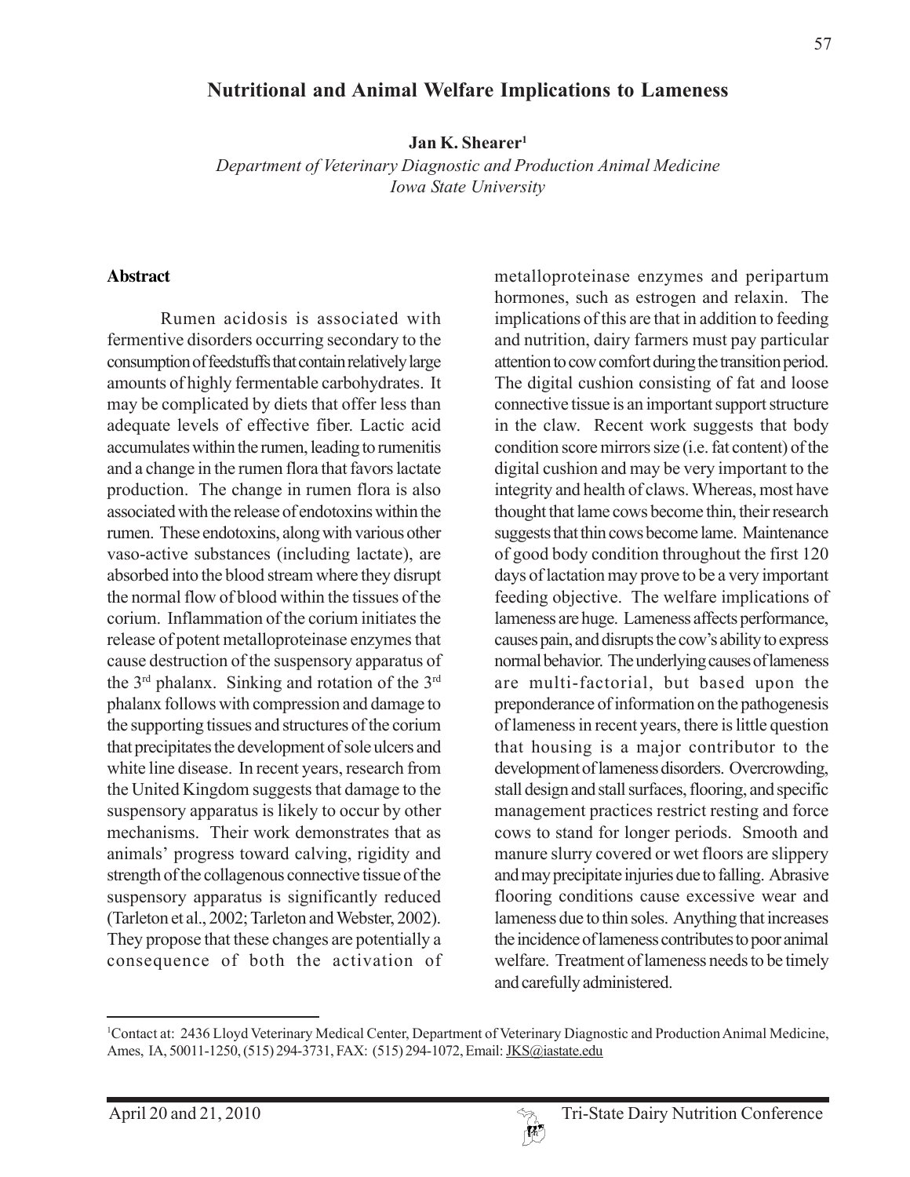# Nutritional and Animal Welfare Implications to Lameness

**Jan K. Shearer**[1]

*Department of Veterinary Diagnostic and Production Animal Medicine*
*Iowa State University*

## Abstract

Rumen acidosis is associated with fermentive disorders occurring secondary to the consumption of feedstuffs that contain relatively large amounts of highly fermentable carbohydrates. It may be complicated by diets that offer less than adequate levels of effective fiber. Lactic acid accumulates within the rumen, leading to rumenitis and a change in the rumen flora that favors lactate production. The change in rumen flora is also associated with the release of endotoxins within the rumen. These endotoxins, along with various other vaso-active substances (including lactate), are absorbed into the blood stream where they disrupt the normal flow of blood within the tissues of the corium. Inflammation of the corium initiates the release of potent metalloproteinase enzymes that cause destruction of the suspensory apparatus of the 3rd phalanx. Sinking and rotation of the 3rd phalanx follows with compression and damage to the supporting tissues and structures of the corium that precipitates the development of sole ulcers and white line disease. In recent years, research from the United Kingdom suggests that damage to the suspensory apparatus is likely to occur by other mechanisms. Their work demonstrates that as animals' progress toward calving, rigidity and strength of the collagenous connective tissue of the suspensory apparatus is significantly reduced (Tarleton et al., 2002; Tarleton and Webster, 2002). They propose that these changes are potentially a consequence of both the activation of metalloproteinase enzymes and peripartum hormones, such as estrogen and relaxin. The implications of this are that in addition to feeding and nutrition, dairy farmers must pay particular attention to cow comfort during the transition period. The digital cushion consisting of fat and loose connective tissue is an important support structure in the claw. Recent work suggests that body condition score mirrors size (i.e. fat content) of the digital cushion and may be very important to the integrity and health of claws. Whereas, most have thought that lame cows become thin, their research suggests that thin cows become lame. Maintenance of good body condition throughout the first 120 days of lactation may prove to be a very important feeding objective. The welfare implications of lameness are huge. Lameness affects performance, causes pain, and disrupts the cow's ability to express normal behavior. The underlying causes of lameness are multi-factorial, but based upon the preponderance of information on the pathogenesis of lameness in recent years, there is little question that housing is a major contributor to the development of lameness disorders. Overcrowding, stall design and stall surfaces, flooring, and specific management practices restrict resting and force cows to stand for longer periods. Smooth and manure slurry covered or wet floors are slippery and may precipitate injuries due to falling. Abrasive flooring conditions cause excessive wear and lameness due to thin soles. Anything that increases the incidence of lameness contributes to poor animal welfare. Treatment of lameness needs to be timely and carefully administered.

---

[1] Contact at: 2436 Lloyd Veterinary Medical Center, Department of Veterinary Diagnostic and Production Animal Medicine, Ames, IA, 50011-1250, (515) 294-3731, FAX: (515) 294-1072, Email: JKS@iastate.edu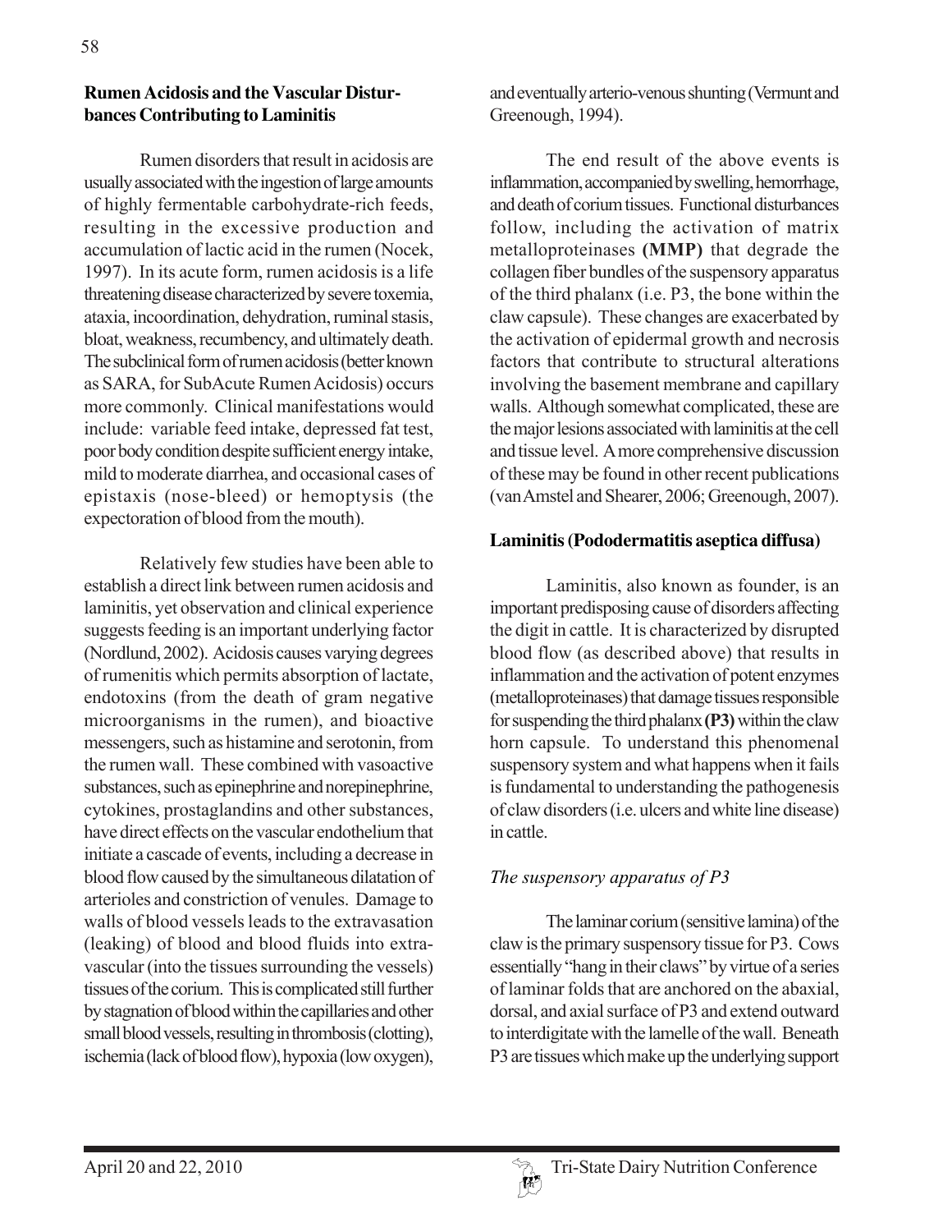## Rumen Acidosis and the Vascular Disturbances Contributing to Laminitis

Rumen disorders that result in acidosis are usually associated with the ingestion of large amounts of highly fermentable carbohydrate-rich feeds, resulting in the excessive production and accumulation of lactic acid in the rumen (Nocek, 1997). In its acute form, rumen acidosis is a life threatening disease characterized by severe toxemia, ataxia, incoordination, dehydration, ruminal stasis, bloat, weakness, recumbency, and ultimately death. The subclinical form of rumen acidosis (better known as SARA, for SubAcute Rumen Acidosis) occurs more commonly. Clinical manifestations would include: variable feed intake, depressed fat test, poor body condition despite sufficient energy intake, mild to moderate diarrhea, and occasional cases of epistaxis (nose-bleed) or hemoptysis (the expectoration of blood from the mouth).

Relatively few studies have been able to establish a direct link between rumen acidosis and laminitis, yet observation and clinical experience suggests feeding is an important underlying factor (Nordlund, 2002). Acidosis causes varying degrees of rumenitis which permits absorption of lactate, endotoxins (from the death of gram negative microorganisms in the rumen), and bioactive messengers, such as histamine and serotonin, from the rumen wall. These combined with vasoactive substances, such as epinephrine and norepinephrine, cytokines, prostaglandins and other substances, have direct effects on the vascular endothelium that initiate a cascade of events, including a decrease in blood flow caused by the simultaneous dilatation of arterioles and constriction of venules. Damage to walls of blood vessels leads to the extravasation (leaking) of blood and blood fluids into extra-vascular (into the tissues surrounding the vessels) tissues of the corium. This is complicated still further by stagnation of blood within the capillaries and other small blood vessels, resulting in thrombosis (clotting), ischemia (lack of blood flow), hypoxia (low oxygen), and eventually arterio-venous shunting (Vermunt and Greenough, 1994).

The end result of the above events is inflammation, accompanied by swelling, hemorrhage, and death of corium tissues. Functional disturbances follow, including the activation of matrix metalloproteinases **(MMP)** that degrade the collagen fiber bundles of the suspensory apparatus of the third phalanx (i.e. P3, the bone within the claw capsule). These changes are exacerbated by the activation of epidermal growth and necrosis factors that contribute to structural alterations involving the basement membrane and capillary walls. Although somewhat complicated, these are the major lesions associated with laminitis at the cell and tissue level. A more comprehensive discussion of these may be found in other recent publications (van Amstel and Shearer, 2006; Greenough, 2007).

## Laminitis (Pododermatitis aseptica diffusa)

Laminitis, also known as founder, is an important predisposing cause of disorders affecting the digit in cattle. It is characterized by disrupted blood flow (as described above) that results in inflammation and the activation of potent enzymes (metalloproteinases) that damage tissues responsible for suspending the third phalanx **(P3)** within the claw horn capsule. To understand this phenomenal suspensory system and what happens when it fails is fundamental to understanding the pathogenesis of claw disorders (i.e. ulcers and white line disease) in cattle.

### *The suspensory apparatus of P3*

The laminar corium (sensitive lamina) of the claw is the primary suspensory tissue for P3. Cows essentially "hang in their claws" by virtue of a series of laminar folds that are anchored on the abaxial, dorsal, and axial surface of P3 and extend outward to interdigitate with the lamelle of the wall. Beneath P3 are tissues which make up the underlying support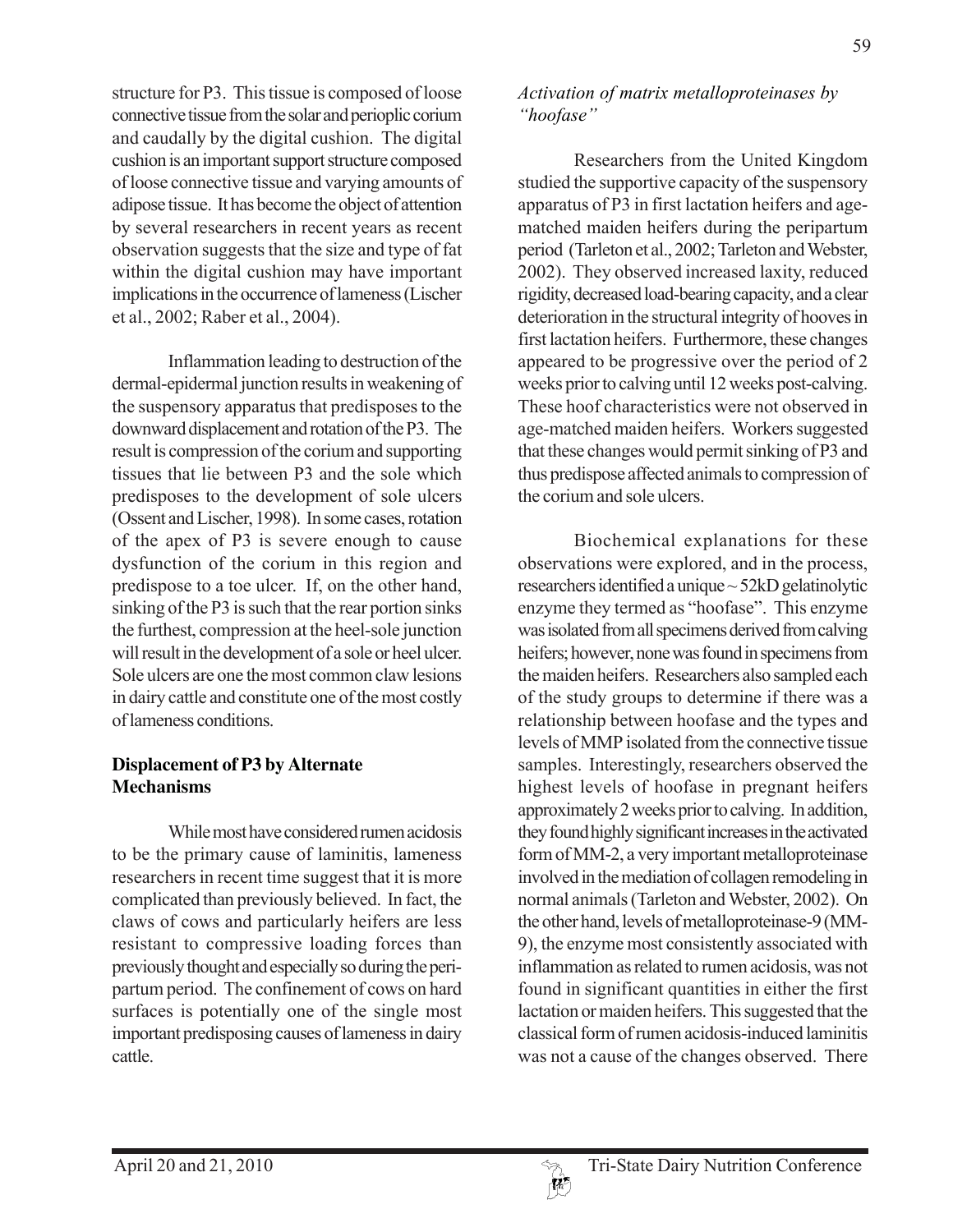structure for P3. This tissue is composed of loose connective tissue from the solar and perioplic corium and caudally by the digital cushion. The digital cushion is an important support structure composed of loose connective tissue and varying amounts of adipose tissue. It has become the object of attention by several researchers in recent years as recent observation suggests that the size and type of fat within the digital cushion may have important implications in the occurrence of lameness (Lischer et al., 2002; Raber et al., 2004).

Inflammation leading to destruction of the dermal-epidermal junction results in weakening of the suspensory apparatus that predisposes to the downward displacement and rotation of the P3. The result is compression of the corium and supporting tissues that lie between P3 and the sole which predisposes to the development of sole ulcers (Ossent and Lischer, 1998). In some cases, rotation of the apex of P3 is severe enough to cause dysfunction of the corium in this region and predispose to a toe ulcer. If, on the other hand, sinking of the P3 is such that the rear portion sinks the furthest, compression at the heel-sole junction will result in the development of a sole or heel ulcer. Sole ulcers are one the most common claw lesions in dairy cattle and constitute one of the most costly of lameness conditions.

## Displacement of P3 by Alternate Mechanisms

While most have considered rumen acidosis to be the primary cause of laminitis, lameness researchers in recent time suggest that it is more complicated than previously believed. In fact, the claws of cows and particularly heifers are less resistant to compressive loading forces than previously thought and especially so during the peri-partum period. The confinement of cows on hard surfaces is potentially one of the single most important predisposing causes of lameness in dairy cattle.

### *Activation of matrix metalloproteinases by "hoofase"*

Researchers from the United Kingdom studied the supportive capacity of the suspensory apparatus of P3 in first lactation heifers and age-matched maiden heifers during the peripartum period (Tarleton et al., 2002; Tarleton and Webster, 2002). They observed increased laxity, reduced rigidity, decreased load-bearing capacity, and a clear deterioration in the structural integrity of hooves in first lactation heifers. Furthermore, these changes appeared to be progressive over the period of 2 weeks prior to calving until 12 weeks post-calving. These hoof characteristics were not observed in age-matched maiden heifers. Workers suggested that these changes would permit sinking of P3 and thus predispose affected animals to compression of the corium and sole ulcers.

Biochemical explanations for these observations were explored, and in the process, researchers identified a unique ~ 52kD gelatinolytic enzyme they termed as "hoofase". This enzyme was isolated from all specimens derived from calving heifers; however, none was found in specimens from the maiden heifers. Researchers also sampled each of the study groups to determine if there was a relationship between hoofase and the types and levels of MMP isolated from the connective tissue samples. Interestingly, researchers observed the highest levels of hoofase in pregnant heifers approximately 2 weeks prior to calving. In addition, they found highly significant increases in the activated form of MM-2, a very important metalloproteinase involved in the mediation of collagen remodeling in normal animals (Tarleton and Webster, 2002). On the other hand, levels of metalloproteinase-9 (MM-9), the enzyme most consistently associated with inflammation as related to rumen acidosis, was not found in significant quantities in either the first lactation or maiden heifers. This suggested that the classical form of rumen acidosis-induced laminitis was not a cause of the changes observed. There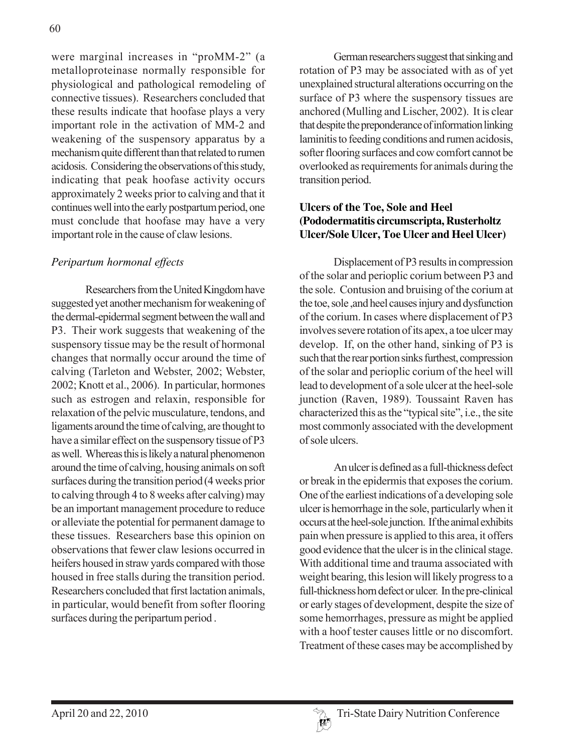were marginal increases in "proMM-2" (a metalloproteinase normally responsible for physiological and pathological remodeling of connective tissues). Researchers concluded that these results indicate that hoofase plays a very important role in the activation of MM-2 and weakening of the suspensory apparatus by a mechanism quite different than that related to rumen acidosis. Considering the observations of this study, indicating that peak hoofase activity occurs approximately 2 weeks prior to calving and that it continues well into the early postpartum period, one must conclude that hoofase may have a very important role in the cause of claw lesions.

### *Peripartum hormonal effects*

Researchers from the United Kingdom have suggested yet another mechanism for weakening of the dermal-epidermal segment between the wall and P3. Their work suggests that weakening of the suspensory tissue may be the result of hormonal changes that normally occur around the time of calving (Tarleton and Webster, 2002; Webster, 2002; Knott et al., 2006). In particular, hormones such as estrogen and relaxin, responsible for relaxation of the pelvic musculature, tendons, and ligaments around the time of calving, are thought to have a similar effect on the suspensory tissue of P3 as well. Whereas this is likely a natural phenomenon around the time of calving, housing animals on soft surfaces during the transition period (4 weeks prior to calving through 4 to 8 weeks after calving) may be an important management procedure to reduce or alleviate the potential for permanent damage to these tissues. Researchers base this opinion on observations that fewer claw lesions occurred in heifers housed in straw yards compared with those housed in free stalls during the transition period. Researchers concluded that first lactation animals, in particular, would benefit from softer flooring surfaces during the peripartum period .

German researchers suggest that sinking and rotation of P3 may be associated with as of yet unexplained structural alterations occurring on the surface of P3 where the suspensory tissues are anchored (Mulling and Lischer, 2002). It is clear that despite the preponderance of information linking laminitis to feeding conditions and rumen acidosis, softer flooring surfaces and cow comfort cannot be overlooked as requirements for animals during the transition period.

## Ulcers of the Toe, Sole and Heel (Pododermatitis circumscripta, Rusterholtz Ulcer/Sole Ulcer, Toe Ulcer and Heel Ulcer)

Displacement of P3 results in compression of the solar and perioplic corium between P3 and the sole. Contusion and bruising of the corium at the toe, sole ,and heel causes injury and dysfunction of the corium. In cases where displacement of P3 involves severe rotation of its apex, a toe ulcer may develop. If, on the other hand, sinking of P3 is such that the rear portion sinks furthest, compression of the solar and perioplic corium of the heel will lead to development of a sole ulcer at the heel-sole junction (Raven, 1989). Toussaint Raven has characterized this as the "typical site", i.e., the site most commonly associated with the development of sole ulcers.

An ulcer is defined as a full-thickness defect or break in the epidermis that exposes the corium. One of the earliest indications of a developing sole ulcer is hemorrhage in the sole, particularly when it occurs at the heel-sole junction. If the animal exhibits pain when pressure is applied to this area, it offers good evidence that the ulcer is in the clinical stage. With additional time and trauma associated with weight bearing, this lesion will likely progress to a full-thickness horn defect or ulcer. In the pre-clinical or early stages of development, despite the size of some hemorrhages, pressure as might be applied with a hoof tester causes little or no discomfort. Treatment of these cases may be accomplished by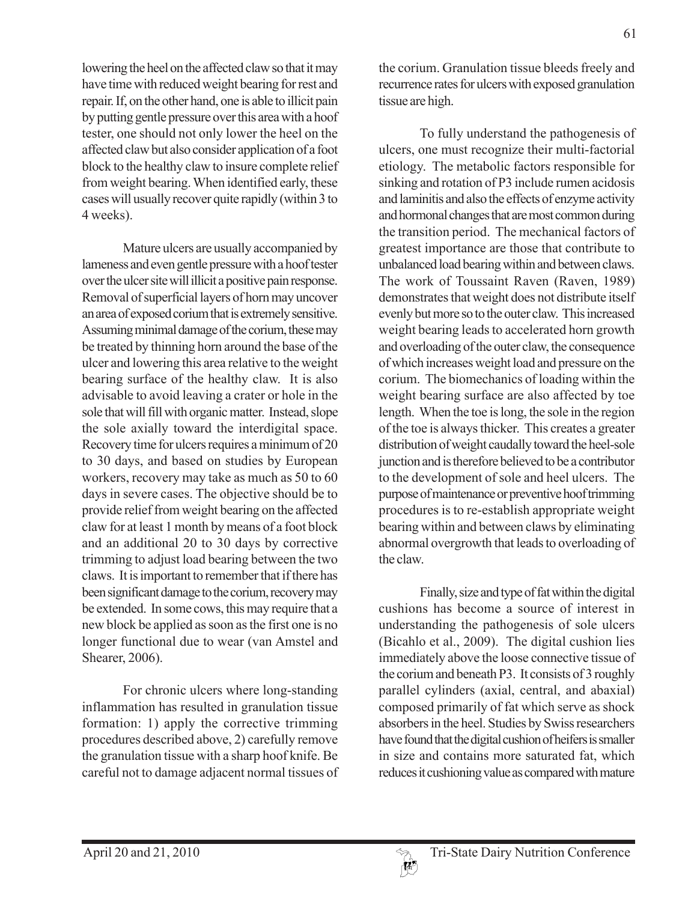lowering the heel on the affected claw so that it may have time with reduced weight bearing for rest and repair. If, on the other hand, one is able to illicit pain by putting gentle pressure over this area with a hoof tester, one should not only lower the heel on the affected claw but also consider application of a foot block to the healthy claw to insure complete relief from weight bearing. When identified early, these cases will usually recover quite rapidly (within 3 to 4 weeks).

Mature ulcers are usually accompanied by lameness and even gentle pressure with a hoof tester over the ulcer site will illicit a positive pain response. Removal of superficial layers of horn may uncover an area of exposed corium that is extremely sensitive. Assuming minimal damage of the corium, these may be treated by thinning horn around the base of the ulcer and lowering this area relative to the weight bearing surface of the healthy claw. It is also advisable to avoid leaving a crater or hole in the sole that will fill with organic matter. Instead, slope the sole axially toward the interdigital space. Recovery time for ulcers requires a minimum of 20 to 30 days, and based on studies by European workers, recovery may take as much as 50 to 60 days in severe cases. The objective should be to provide relief from weight bearing on the affected claw for at least 1 month by means of a foot block and an additional 20 to 30 days by corrective trimming to adjust load bearing between the two claws. It is important to remember that if there has been significant damage to the corium, recovery may be extended. In some cows, this may require that a new block be applied as soon as the first one is no longer functional due to wear (van Amstel and Shearer, 2006).

For chronic ulcers where long-standing inflammation has resulted in granulation tissue formation: 1) apply the corrective trimming procedures described above, 2) carefully remove the granulation tissue with a sharp hoof knife. Be careful not to damage adjacent normal tissues of the corium. Granulation tissue bleeds freely and recurrence rates for ulcers with exposed granulation tissue are high.

To fully understand the pathogenesis of ulcers, one must recognize their multi-factorial etiology. The metabolic factors responsible for sinking and rotation of P3 include rumen acidosis and laminitis and also the effects of enzyme activity and hormonal changes that are most common during the transition period. The mechanical factors of greatest importance are those that contribute to unbalanced load bearing within and between claws. The work of Toussaint Raven (Raven, 1989) demonstrates that weight does not distribute itself evenly but more so to the outer claw. This increased weight bearing leads to accelerated horn growth and overloading of the outer claw, the consequence of which increases weight load and pressure on the corium. The biomechanics of loading within the weight bearing surface are also affected by toe length. When the toe is long, the sole in the region of the toe is always thicker. This creates a greater distribution of weight caudally toward the heel-sole junction and is therefore believed to be a contributor to the development of sole and heel ulcers. The purpose of maintenance or preventive hoof trimming procedures is to re-establish appropriate weight bearing within and between claws by eliminating abnormal overgrowth that leads to overloading of the claw.

Finally, size and type of fat within the digital cushions has become a source of interest in understanding the pathogenesis of sole ulcers (Bicahlo et al., 2009). The digital cushion lies immediately above the loose connective tissue of the corium and beneath P3. It consists of 3 roughly parallel cylinders (axial, central, and abaxial) composed primarily of fat which serve as shock absorbers in the heel. Studies by Swiss researchers have found that the digital cushion of heifers is smaller in size and contains more saturated fat, which reduces it cushioning value as compared with mature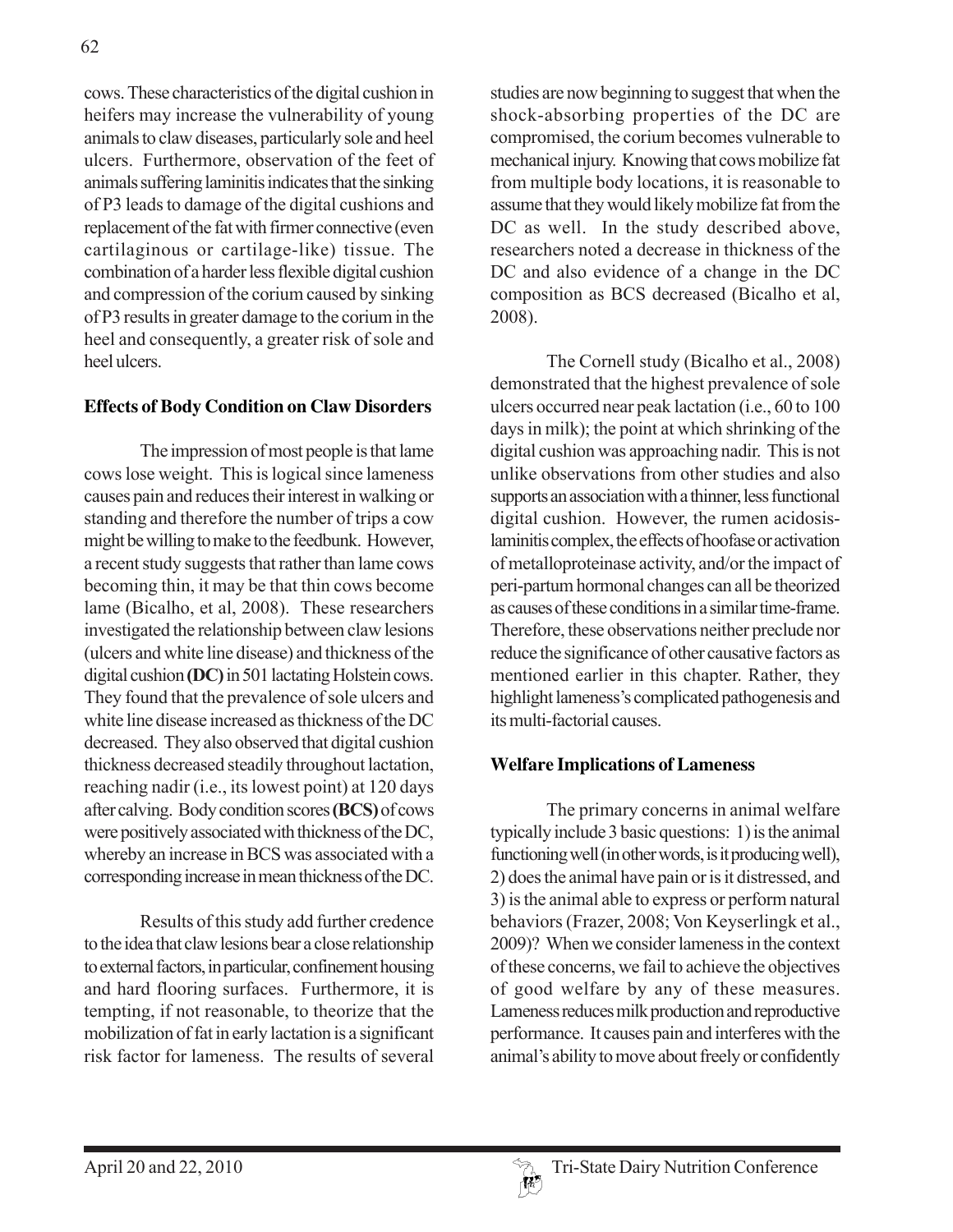cows. These characteristics of the digital cushion in heifers may increase the vulnerability of young animals to claw diseases, particularly sole and heel ulcers. Furthermore, observation of the feet of animals suffering laminitis indicates that the sinking of P3 leads to damage of the digital cushions and replacement of the fat with firmer connective (even cartilaginous or cartilage-like) tissue. The combination of a harder less flexible digital cushion and compression of the corium caused by sinking of P3 results in greater damage to the corium in the heel and consequently, a greater risk of sole and heel ulcers.

**Effects of Body Condition on Claw Disorders**

The impression of most people is that lame cows lose weight. This is logical since lameness causes pain and reduces their interest in walking or standing and therefore the number of trips a cow might be willing to make to the feedbunk. However, a recent study suggests that rather than lame cows becoming thin, it may be that thin cows become lame (Bicalho, et al, 2008). These researchers investigated the relationship between claw lesions (ulcers and white line disease) and thickness of the digital cushion **(DC)** in 501 lactating Holstein cows. They found that the prevalence of sole ulcers and white line disease increased as thickness of the DC decreased. They also observed that digital cushion thickness decreased steadily throughout lactation, reaching nadir (i.e., its lowest point) at 120 days after calving. Body condition scores **(BCS)** of cows were positively associated with thickness of the DC, whereby an increase in BCS was associated with a corresponding increase in mean thickness of the DC.

Results of this study add further credence to the idea that claw lesions bear a close relationship to external factors, in particular, confinement housing and hard flooring surfaces. Furthermore, it is tempting, if not reasonable, to theorize that the mobilization of fat in early lactation is a significant risk factor for lameness. The results of several studies are now beginning to suggest that when the shock-absorbing properties of the DC are compromised, the corium becomes vulnerable to mechanical injury. Knowing that cows mobilize fat from multiple body locations, it is reasonable to assume that they would likely mobilize fat from the DC as well. In the study described above, researchers noted a decrease in thickness of the DC and also evidence of a change in the DC composition as BCS decreased (Bicalho et al, 2008).

The Cornell study (Bicalho et al., 2008) demonstrated that the highest prevalence of sole ulcers occurred near peak lactation (i.e., 60 to 100 days in milk); the point at which shrinking of the digital cushion was approaching nadir. This is not unlike observations from other studies and also supports an association with a thinner, less functional digital cushion. However, the rumen acidosis-laminitis complex, the effects of hoofase or activation of metalloproteinase activity, and/or the impact of peri-partum hormonal changes can all be theorized as causes of these conditions in a similar time-frame. Therefore, these observations neither preclude nor reduce the significance of other causative factors as mentioned earlier in this chapter. Rather, they highlight lameness's complicated pathogenesis and its multi-factorial causes.

**Welfare Implications of Lameness**

The primary concerns in animal welfare typically include 3 basic questions: 1) is the animal functioning well (in other words, is it producing well), 2) does the animal have pain or is it distressed, and 3) is the animal able to express or perform natural behaviors (Frazer, 2008; Von Keyserlingk et al., 2009)? When we consider lameness in the context of these concerns, we fail to achieve the objectives of good welfare by any of these measures. Lameness reduces milk production and reproductive performance. It causes pain and interferes with the animal's ability to move about freely or confidently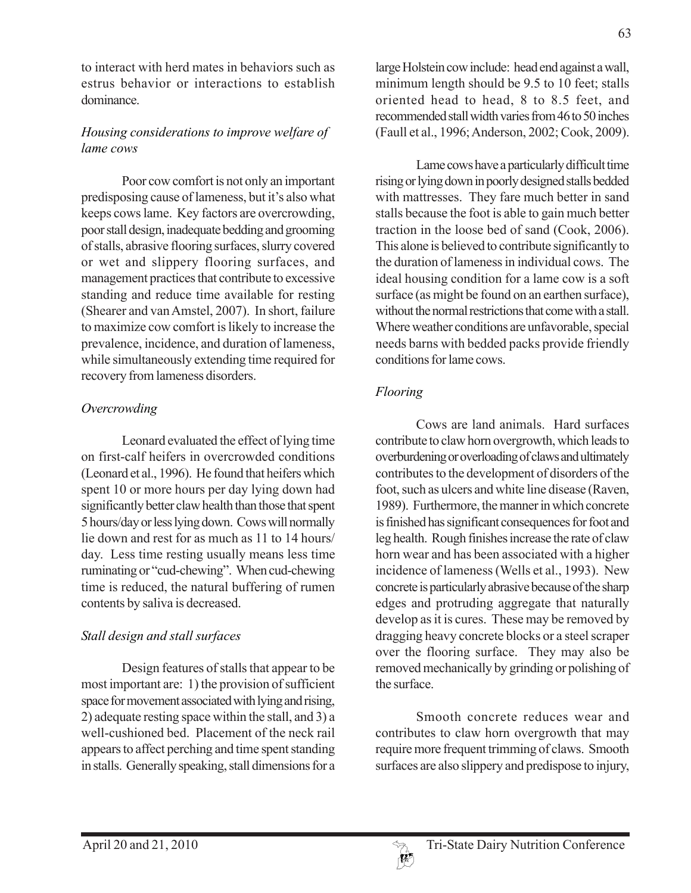to interact with herd mates in behaviors such as estrus behavior or interactions to establish dominance.

### *Housing considerations to improve welfare of lame cows*

Poor cow comfort is not only an important predisposing cause of lameness, but it's also what keeps cows lame. Key factors are overcrowding, poor stall design, inadequate bedding and grooming of stalls, abrasive flooring surfaces, slurry covered or wet and slippery flooring surfaces, and management practices that contribute to excessive standing and reduce time available for resting (Shearer and van Amstel, 2007). In short, failure to maximize cow comfort is likely to increase the prevalence, incidence, and duration of lameness, while simultaneously extending time required for recovery from lameness disorders.

### *Overcrowding*

Leonard evaluated the effect of lying time on first-calf heifers in overcrowded conditions (Leonard et al., 1996). He found that heifers which spent 10 or more hours per day lying down had significantly better claw health than those that spent 5 hours/day or less lying down. Cows will normally lie down and rest for as much as 11 to 14 hours/day. Less time resting usually means less time ruminating or "cud-chewing". When cud-chewing time is reduced, the natural buffering of rumen contents by saliva is decreased.

### *Stall design and stall surfaces*

Design features of stalls that appear to be most important are: 1) the provision of sufficient space for movement associated with lying and rising, 2) adequate resting space within the stall, and 3) a well-cushioned bed. Placement of the neck rail appears to affect perching and time spent standing in stalls. Generally speaking, stall dimensions for a large Holstein cow include: head end against a wall, minimum length should be 9.5 to 10 feet; stalls oriented head to head, 8 to 8.5 feet, and recommended stall width varies from 46 to 50 inches (Faull et al., 1996; Anderson, 2002; Cook, 2009).

Lame cows have a particularly difficult time rising or lying down in poorly designed stalls bedded with mattresses. They fare much better in sand stalls because the foot is able to gain much better traction in the loose bed of sand (Cook, 2006). This alone is believed to contribute significantly to the duration of lameness in individual cows. The ideal housing condition for a lame cow is a soft surface (as might be found on an earthen surface), without the normal restrictions that come with a stall. Where weather conditions are unfavorable, special needs barns with bedded packs provide friendly conditions for lame cows.

### *Flooring*

Cows are land animals. Hard surfaces contribute to claw horn overgrowth, which leads to overburdening or overloading of claws and ultimately contributes to the development of disorders of the foot, such as ulcers and white line disease (Raven, 1989). Furthermore, the manner in which concrete is finished has significant consequences for foot and leg health. Rough finishes increase the rate of claw horn wear and has been associated with a higher incidence of lameness (Wells et al., 1993). New concrete is particularly abrasive because of the sharp edges and protruding aggregate that naturally develop as it is cures. These may be removed by dragging heavy concrete blocks or a steel scraper over the flooring surface. They may also be removed mechanically by grinding or polishing of the surface.

Smooth concrete reduces wear and contributes to claw horn overgrowth that may require more frequent trimming of claws. Smooth surfaces are also slippery and predispose to injury,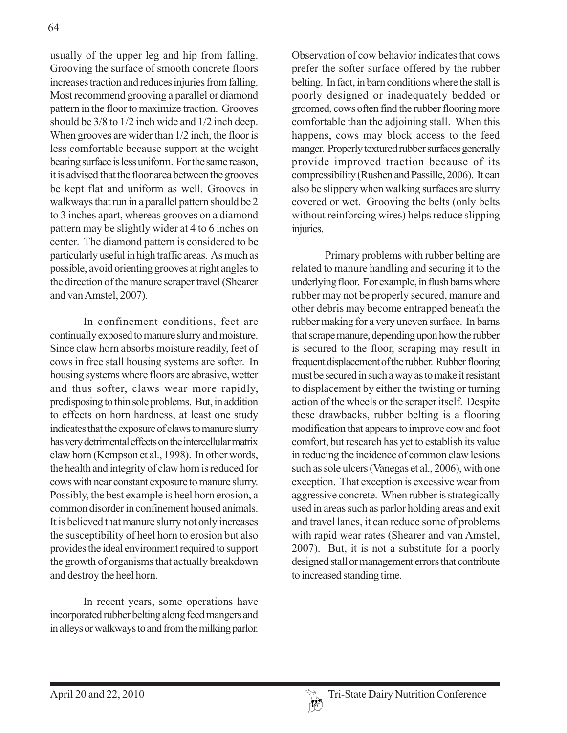usually of the upper leg and hip from falling. Grooving the surface of smooth concrete floors increases traction and reduces injuries from falling. Most recommend grooving a parallel or diamond pattern in the floor to maximize traction. Grooves should be 3/8 to 1/2 inch wide and 1/2 inch deep. When grooves are wider than 1/2 inch, the floor is less comfortable because support at the weight bearing surface is less uniform. For the same reason, it is advised that the floor area between the grooves be kept flat and uniform as well. Grooves in walkways that run in a parallel pattern should be 2 to 3 inches apart, whereas grooves on a diamond pattern may be slightly wider at 4 to 6 inches on center. The diamond pattern is considered to be particularly useful in high traffic areas. As much as possible, avoid orienting grooves at right angles to the direction of the manure scraper travel (Shearer and van Amstel, 2007).

In confinement conditions, feet are continually exposed to manure slurry and moisture. Since claw horn absorbs moisture readily, feet of cows in free stall housing systems are softer. In housing systems where floors are abrasive, wetter and thus softer, claws wear more rapidly, predisposing to thin sole problems. But, in addition to effects on horn hardness, at least one study indicates that the exposure of claws to manure slurry has very detrimental effects on the intercellular matrix claw horn (Kempson et al., 1998). In other words, the health and integrity of claw horn is reduced for cows with near constant exposure to manure slurry. Possibly, the best example is heel horn erosion, a common disorder in confinement housed animals. It is believed that manure slurry not only increases the susceptibility of heel horn to erosion but also provides the ideal environment required to support the growth of organisms that actually breakdown and destroy the heel horn.

In recent years, some operations have incorporated rubber belting along feed mangers and in alleys or walkways to and from the milking parlor. Observation of cow behavior indicates that cows prefer the softer surface offered by the rubber belting. In fact, in barn conditions where the stall is poorly designed or inadequately bedded or groomed, cows often find the rubber flooring more comfortable than the adjoining stall. When this happens, cows may block access to the feed manger. Properly textured rubber surfaces generally provide improved traction because of its compressibility (Rushen and Passille, 2006). It can also be slippery when walking surfaces are slurry covered or wet. Grooving the belts (only belts without reinforcing wires) helps reduce slipping injuries.

Primary problems with rubber belting are related to manure handling and securing it to the underlying floor. For example, in flush barns where rubber may not be properly secured, manure and other debris may become entrapped beneath the rubber making for a very uneven surface. In barns that scrape manure, depending upon how the rubber is secured to the floor, scraping may result in frequent displacement of the rubber. Rubber flooring must be secured in such a way as to make it resistant to displacement by either the twisting or turning action of the wheels or the scraper itself. Despite these drawbacks, rubber belting is a flooring modification that appears to improve cow and foot comfort, but research has yet to establish its value in reducing the incidence of common claw lesions such as sole ulcers (Vanegas et al., 2006), with one exception. That exception is excessive wear from aggressive concrete. When rubber is strategically used in areas such as parlor holding areas and exit and travel lanes, it can reduce some of problems with rapid wear rates (Shearer and van Amstel, 2007). But, it is not a substitute for a poorly designed stall or management errors that contribute to increased standing time.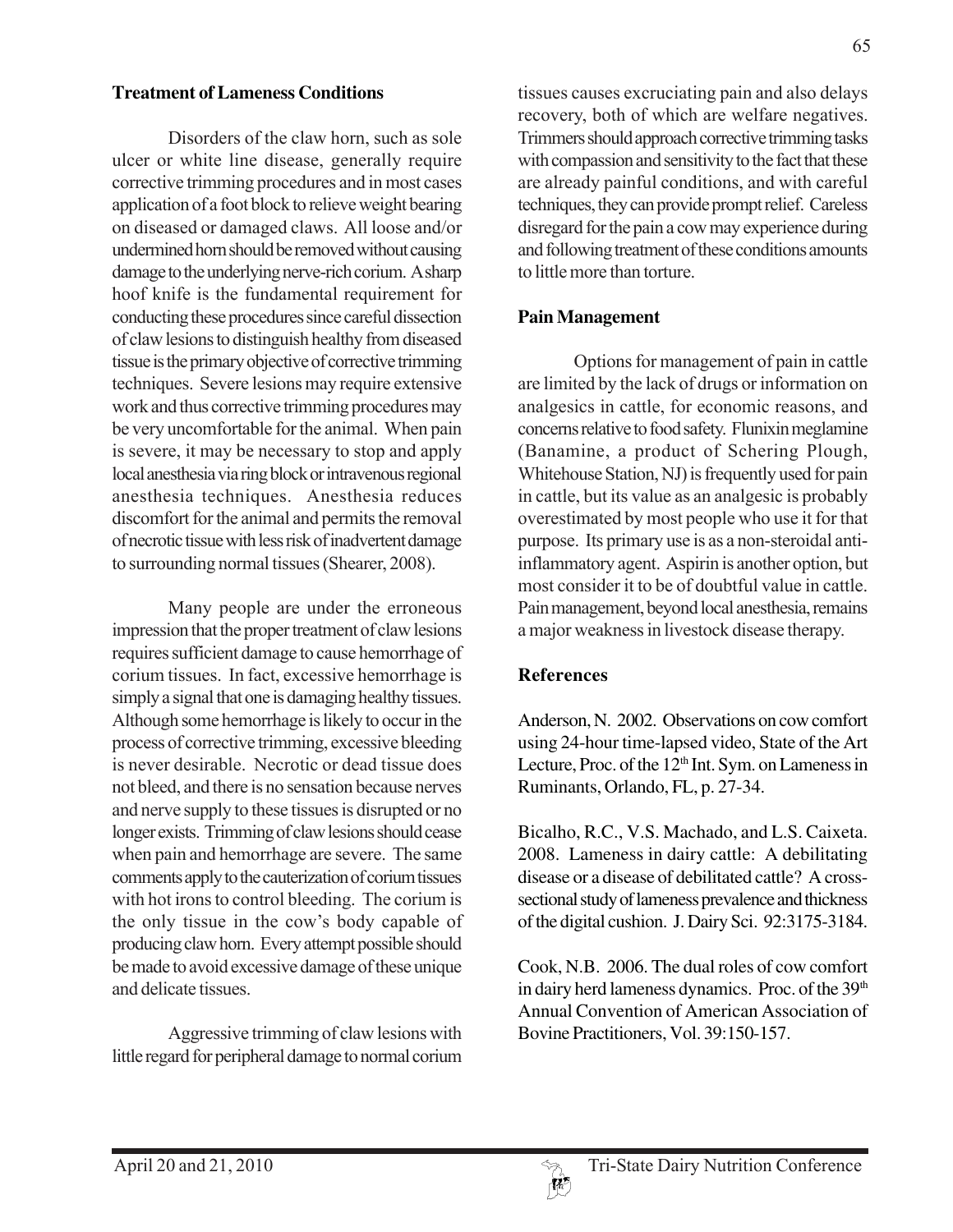## Treatment of Lameness Conditions

Disorders of the claw horn, such as sole ulcer or white line disease, generally require corrective trimming procedures and in most cases application of a foot block to relieve weight bearing on diseased or damaged claws. All loose and/or undermined horn should be removed without causing damage to the underlying nerve-rich corium. A sharp hoof knife is the fundamental requirement for conducting these procedures since careful dissection of claw lesions to distinguish healthy from diseased tissue is the primary objective of corrective trimming techniques. Severe lesions may require extensive work and thus corrective trimming procedures may be very uncomfortable for the animal. When pain is severe, it may be necessary to stop and apply local anesthesia via ring block or intravenous regional anesthesia techniques. Anesthesia reduces discomfort for the animal and permits the removal of necrotic tissue with less risk of inadvertent damage to surrounding normal tissues (Shearer, 2008).

Many people are under the erroneous impression that the proper treatment of claw lesions requires sufficient damage to cause hemorrhage of corium tissues. In fact, excessive hemorrhage is simply a signal that one is damaging healthy tissues. Although some hemorrhage is likely to occur in the process of corrective trimming, excessive bleeding is never desirable. Necrotic or dead tissue does not bleed, and there is no sensation because nerves and nerve supply to these tissues is disrupted or no longer exists. Trimming of claw lesions should cease when pain and hemorrhage are severe. The same comments apply to the cauterization of corium tissues with hot irons to control bleeding. The corium is the only tissue in the cow's body capable of producing claw horn. Every attempt possible should be made to avoid excessive damage of these unique and delicate tissues.

Aggressive trimming of claw lesions with little regard for peripheral damage to normal corium tissues causes excruciating pain and also delays recovery, both of which are welfare negatives. Trimmers should approach corrective trimming tasks with compassion and sensitivity to the fact that these are already painful conditions, and with careful techniques, they can provide prompt relief. Careless disregard for the pain a cow may experience during and following treatment of these conditions amounts to little more than torture.

## Pain Management

Options for management of pain in cattle are limited by the lack of drugs or information on analgesics in cattle, for economic reasons, and concerns relative to food safety. Flunixin meglamine (Banamine, a product of Schering Plough, Whitehouse Station, NJ) is frequently used for pain in cattle, but its value as an analgesic is probably overestimated by most people who use it for that purpose. Its primary use is as a non-steroidal anti-inflammatory agent. Aspirin is another option, but most consider it to be of doubtful value in cattle. Pain management, beyond local anesthesia, remains a major weakness in livestock disease therapy.

## References

Anderson, N. 2002. Observations on cow comfort using 24-hour time-lapsed video, State of the Art Lecture, Proc. of the 12th Int. Sym. on Lameness in Ruminants, Orlando, FL, p. 27-34.

Bicalho, R.C., V.S. Machado, and L.S. Caixeta. 2008. Lameness in dairy cattle: A debilitating disease or a disease of debilitated cattle? A cross-sectional study of lameness prevalence and thickness of the digital cushion. J. Dairy Sci. 92:3175-3184.

Cook, N.B. 2006. The dual roles of cow comfort in dairy herd lameness dynamics. Proc. of the 39th Annual Convention of American Association of Bovine Practitioners, Vol. 39:150-157.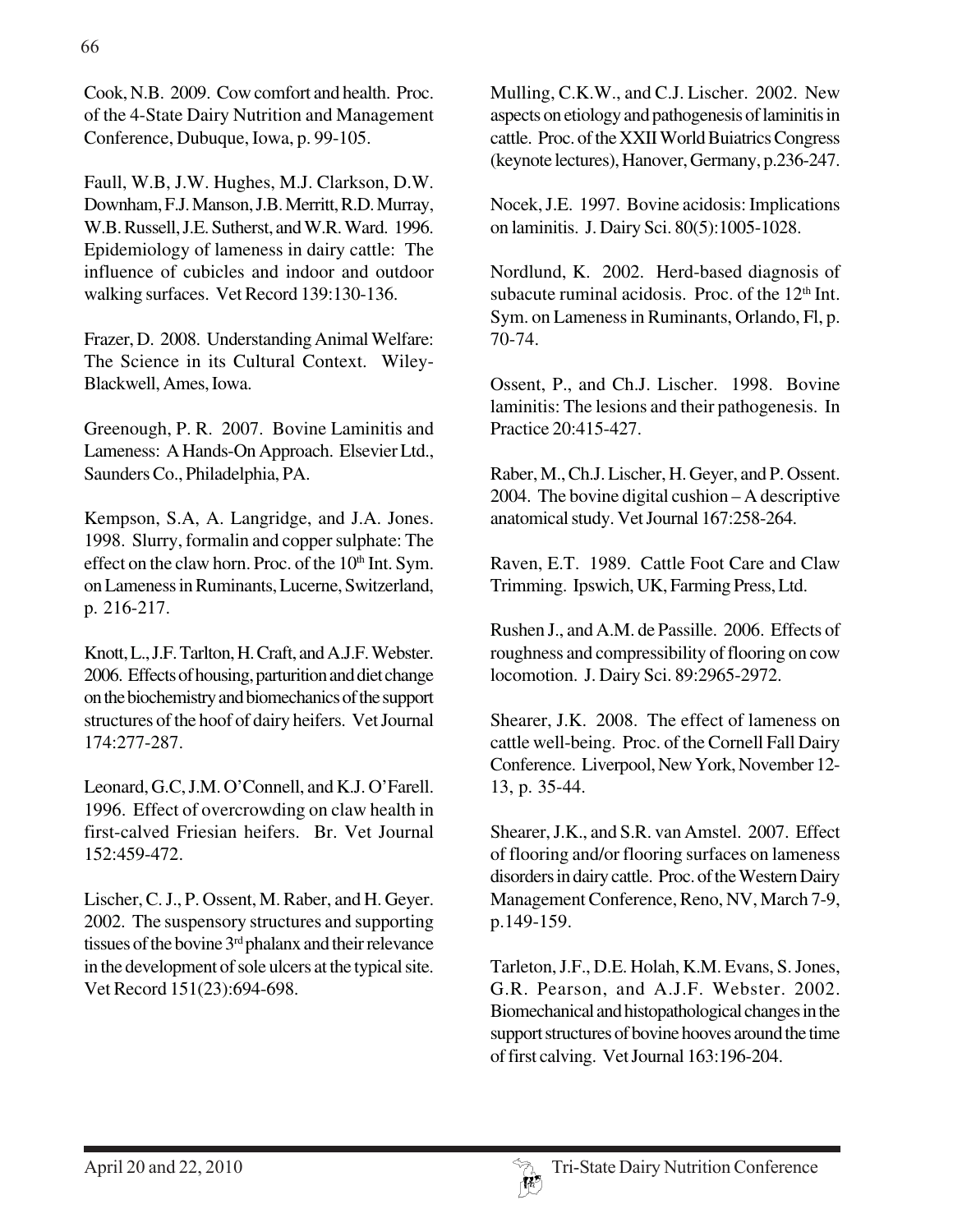Cook, N.B. 2009. Cow comfort and health. Proc. of the 4-State Dairy Nutrition and Management Conference, Dubuque, Iowa, p. 99-105.

Faull, W.B, J.W. Hughes, M.J. Clarkson, D.W. Downham, F.J. Manson, J.B. Merritt, R.D. Murray, W.B. Russell, J.E. Sutherst, and W.R. Ward. 1996. Epidemiology of lameness in dairy cattle: The influence of cubicles and indoor and outdoor walking surfaces. Vet Record 139:130-136.

Frazer, D. 2008. Understanding Animal Welfare: The Science in its Cultural Context. Wiley-Blackwell, Ames, Iowa.

Greenough, P. R. 2007. Bovine Laminitis and Lameness: A Hands-On Approach. Elsevier Ltd., Saunders Co., Philadelphia, PA.

Kempson, S.A, A. Langridge, and J.A. Jones. 1998. Slurry, formalin and copper sulphate: The effect on the claw horn. Proc. of the 10th Int. Sym. on Lameness in Ruminants, Lucerne, Switzerland, p. 216-217.

Knott, L., J.F. Tarlton, H. Craft, and A.J.F. Webster. 2006. Effects of housing, parturition and diet change on the biochemistry and biomechanics of the support structures of the hoof of dairy heifers. Vet Journal 174:277-287.

Leonard, G.C, J.M. O'Connell, and K.J. O'Farell. 1996. Effect of overcrowding on claw health in first-calved Friesian heifers. Br. Vet Journal 152:459-472.

Lischer, C. J., P. Ossent, M. Raber, and H. Geyer. 2002. The suspensory structures and supporting tissues of the bovine 3rd phalanx and their relevance in the development of sole ulcers at the typical site. Vet Record 151(23):694-698.

Mulling, C.K.W., and C.J. Lischer. 2002. New aspects on etiology and pathogenesis of laminitis in cattle. Proc. of the XXII World Buiatrics Congress (keynote lectures), Hanover, Germany, p.236-247.

Nocek, J.E. 1997. Bovine acidosis: Implications on laminitis. J. Dairy Sci. 80(5):1005-1028.

Nordlund, K. 2002. Herd-based diagnosis of subacute ruminal acidosis. Proc. of the 12th Int. Sym. on Lameness in Ruminants, Orlando, Fl, p. 70-74.

Ossent, P., and Ch.J. Lischer. 1998. Bovine laminitis: The lesions and their pathogenesis. In Practice 20:415-427.

Raber, M., Ch.J. Lischer, H. Geyer, and P. Ossent. 2004. The bovine digital cushion – A descriptive anatomical study. Vet Journal 167:258-264.

Raven, E.T. 1989. Cattle Foot Care and Claw Trimming. Ipswich, UK, Farming Press, Ltd.

Rushen J., and A.M. de Passille. 2006. Effects of roughness and compressibility of flooring on cow locomotion. J. Dairy Sci. 89:2965-2972.

Shearer, J.K. 2008. The effect of lameness on cattle well-being. Proc. of the Cornell Fall Dairy Conference. Liverpool, New York, November 12-13, p. 35-44.

Shearer, J.K., and S.R. van Amstel. 2007. Effect of flooring and/or flooring surfaces on lameness disorders in dairy cattle. Proc. of the Western Dairy Management Conference, Reno, NV, March 7-9, p.149-159.

Tarleton, J.F., D.E. Holah, K.M. Evans, S. Jones, G.R. Pearson, and A.J.F. Webster. 2002. Biomechanical and histopathological changes in the support structures of bovine hooves around the time of first calving. Vet Journal 163:196-204.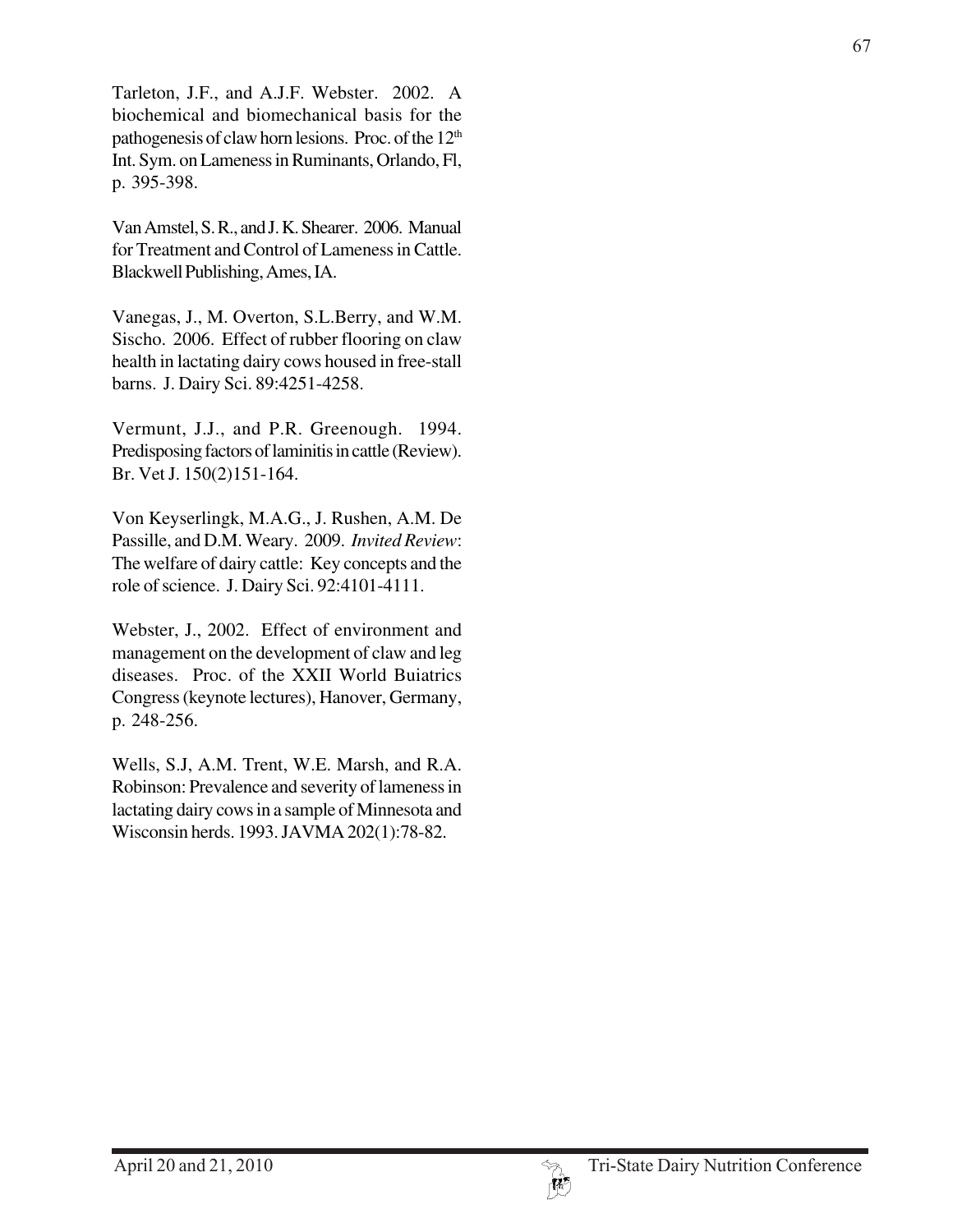Tarleton, J.F., and A.J.F. Webster. 2002. A biochemical and biomechanical basis for the pathogenesis of claw horn lesions. Proc. of the 12th Int. Sym. on Lameness in Ruminants, Orlando, Fl, p. 395-398.

Van Amstel, S. R., and J. K. Shearer. 2006. Manual for Treatment and Control of Lameness in Cattle. Blackwell Publishing, Ames, IA.

Vanegas, J., M. Overton, S.L.Berry, and W.M. Sischo. 2006. Effect of rubber flooring on claw health in lactating dairy cows housed in free-stall barns. J. Dairy Sci. 89:4251-4258.

Vermunt, J.J., and P.R. Greenough. 1994. Predisposing factors of laminitis in cattle (Review). Br. Vet J. 150(2)151-164.

Von Keyserlingk, M.A.G., J. Rushen, A.M. De Passille, and D.M. Weary. 2009. *Invited Review*: The welfare of dairy cattle: Key concepts and the role of science. J. Dairy Sci. 92:4101-4111.

Webster, J., 2002. Effect of environment and management on the development of claw and leg diseases. Proc. of the XXII World Buiatrics Congress (keynote lectures), Hanover, Germany, p. 248-256.

Wells, S.J, A.M. Trent, W.E. Marsh, and R.A. Robinson: Prevalence and severity of lameness in lactating dairy cows in a sample of Minnesota and Wisconsin herds. 1993. JAVMA 202(1):78-82.